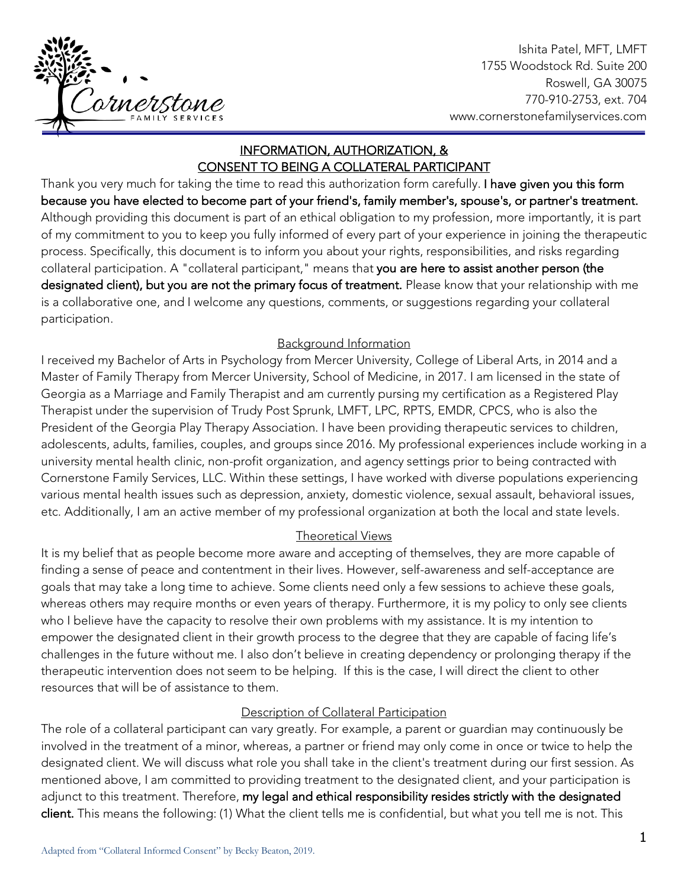Ishita Patel, MFT, LMFT
1755 Woodstock Rd. Suite 200
Roswell, GA 30075
770-910-2753, ext. 704
www.cornerstonefamilyservices.com

# INFORMATION, AUTHORIZATION, & CONSENT TO BEING A COLLATERAL PARTICIPANT

Thank you very much for taking the time to read this authorization form carefully. **I have given you this form because you have elected to become part of your friend's, family member's, spouse's, or partner's treatment.** Although providing this document is part of an ethical obligation to my profession, more importantly, it is part of my commitment to you to keep you fully informed of every part of your experience in joining the therapeutic process. Specifically, this document is to inform you about your rights, responsibilities, and risks regarding collateral participation. A "collateral participant," means that **you are here to assist another person (the designated client), but you are not the primary focus of treatment.** Please know that your relationship with me is a collaborative one, and I welcome any questions, comments, or suggestions regarding your collateral participation.

## Background Information

I received my Bachelor of Arts in Psychology from Mercer University, College of Liberal Arts, in 2014 and a Master of Family Therapy from Mercer University, School of Medicine, in 2017. I am licensed in the state of Georgia as a Marriage and Family Therapist and am currently pursing my certification as a Registered Play Therapist under the supervision of Trudy Post Sprunk, LMFT, LPC, RPTS, EMDR, CPCS, who is also the President of the Georgia Play Therapy Association. I have been providing therapeutic services to children, adolescents, adults, families, couples, and groups since 2016. My professional experiences include working in a university mental health clinic, non-profit organization, and agency settings prior to being contracted with Cornerstone Family Services, LLC. Within these settings, I have worked with diverse populations experiencing various mental health issues such as depression, anxiety, domestic violence, sexual assault, behavioral issues, etc. Additionally, I am an active member of my professional organization at both the local and state levels.

## Theoretical Views

It is my belief that as people become more aware and accepting of themselves, they are more capable of finding a sense of peace and contentment in their lives. However, self-awareness and self-acceptance are goals that may take a long time to achieve. Some clients need only a few sessions to achieve these goals, whereas others may require months or even years of therapy. Furthermore, it is my policy to only see clients who I believe have the capacity to resolve their own problems with my assistance. It is my intention to empower the designated client in their growth process to the degree that they are capable of facing life's challenges in the future without me. I also don't believe in creating dependency or prolonging therapy if the therapeutic intervention does not seem to be helping. If this is the case, I will direct the client to other resources that will be of assistance to them.

## Description of Collateral Participation

The role of a collateral participant can vary greatly. For example, a parent or guardian may continuously be involved in the treatment of a minor, whereas, a partner or friend may only come in once or twice to help the designated client. We will discuss what role you shall take in the client's treatment during our first session. As mentioned above, I am committed to providing treatment to the designated client, and your participation is adjunct to this treatment. Therefore, **my legal and ethical responsibility resides strictly with the designated client.** This means the following: (1) What the client tells me is confidential, but what you tell me is not. This

Adapted from "Collateral Informed Consent" by Becky Beaton, 2019.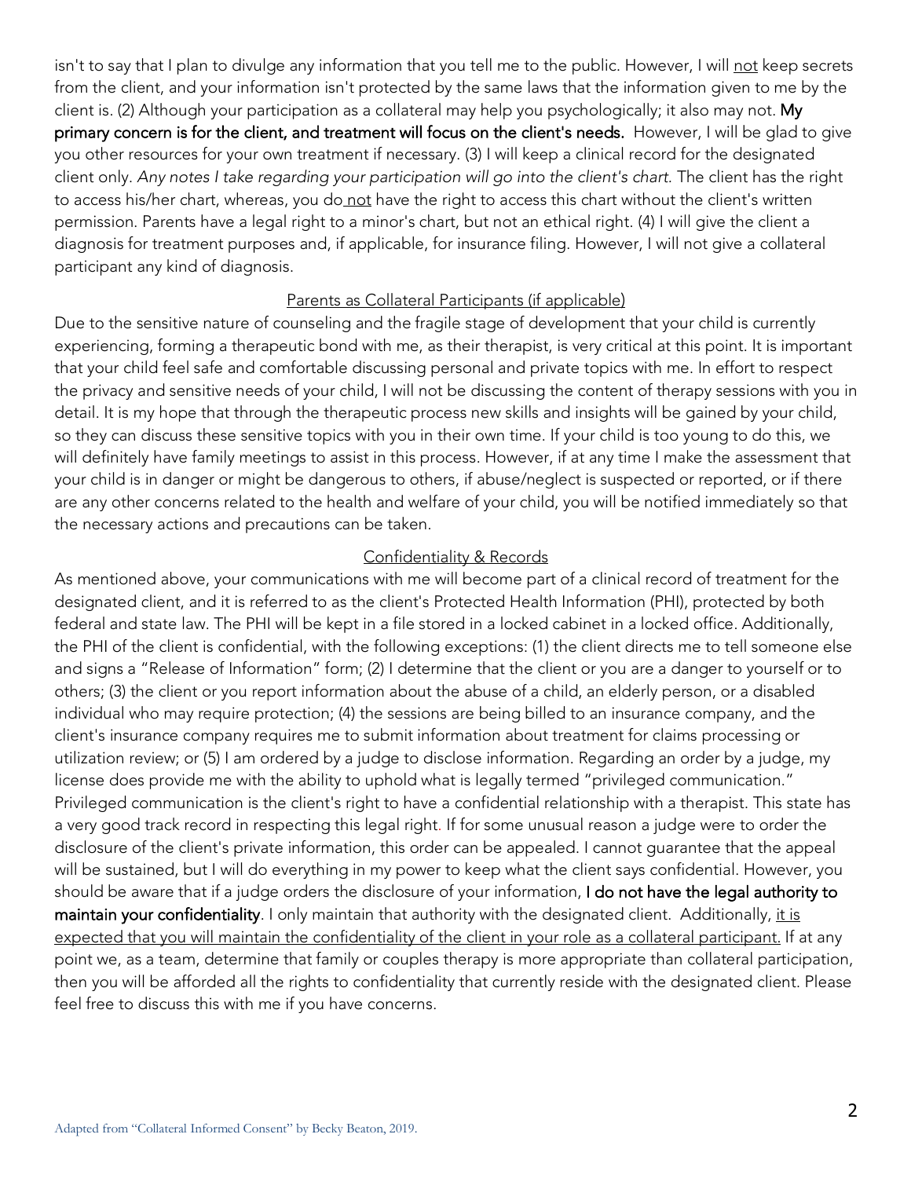isn't to say that I plan to divulge any information that you tell me to the public. However, I will <u>not</u> keep secrets from the client, and your information isn't protected by the same laws that the information given to me by the client is. (2) Although your participation as a collateral may help you psychologically; it also may not. **My primary concern is for the client, and treatment will focus on the client's needs.** However, I will be glad to give you other resources for your own treatment if necessary. (3) I will keep a clinical record for the designated client only. *Any notes I take regarding your participation will go into the client's chart.* The client has the right to access his/her chart, whereas, you do <u>not</u> have the right to access this chart without the client's written permission. Parents have a legal right to a minor's chart, but not an ethical right. (4) I will give the client a diagnosis for treatment purposes and, if applicable, for insurance filing. However, I will not give a collateral participant any kind of diagnosis.

## <u>Parents as Collateral Participants (if applicable)</u>

Due to the sensitive nature of counseling and the fragile stage of development that your child is currently experiencing, forming a therapeutic bond with me, as their therapist, is very critical at this point. It is important that your child feel safe and comfortable discussing personal and private topics with me. In effort to respect the privacy and sensitive needs of your child, I will not be discussing the content of therapy sessions with you in detail. It is my hope that through the therapeutic process new skills and insights will be gained by your child, so they can discuss these sensitive topics with you in their own time. If your child is too young to do this, we will definitely have family meetings to assist in this process. However, if at any time I make the assessment that your child is in danger or might be dangerous to others, if abuse/neglect is suspected or reported, or if there are any other concerns related to the health and welfare of your child, you will be notified immediately so that the necessary actions and precautions can be taken.

## <u>Confidentiality & Records</u>

As mentioned above, your communications with me will become part of a clinical record of treatment for the designated client, and it is referred to as the client's Protected Health Information (PHI), protected by both federal and state law. The PHI will be kept in a file stored in a locked cabinet in a locked office. Additionally, the PHI of the client is confidential, with the following exceptions: (1) the client directs me to tell someone else and signs a "Release of Information" form; (2) I determine that the client or you are a danger to yourself or to others; (3) the client or you report information about the abuse of a child, an elderly person, or a disabled individual who may require protection; (4) the sessions are being billed to an insurance company, and the client's insurance company requires me to submit information about treatment for claims processing or utilization review; or (5) I am ordered by a judge to disclose information. Regarding an order by a judge, my license does provide me with the ability to uphold what is legally termed "privileged communication." Privileged communication is the client's right to have a confidential relationship with a therapist. This state has a very good track record in respecting this legal right. If for some unusual reason a judge were to order the disclosure of the client's private information, this order can be appealed. I cannot guarantee that the appeal will be sustained, but I will do everything in my power to keep what the client says confidential. However, you should be aware that if a judge orders the disclosure of your information, **I do not have the legal authority to maintain your confidentiality**. I only maintain that authority with the designated client. Additionally, <u>it is expected that you will maintain the confidentiality of the client in your role as a collateral participant.</u> If at any point we, as a team, determine that family or couples therapy is more appropriate than collateral participation, then you will be afforded all the rights to confidentiality that currently reside with the designated client. Please feel free to discuss this with me if you have concerns.

Adapted from "Collateral Informed Consent" by Becky Beaton, 2019.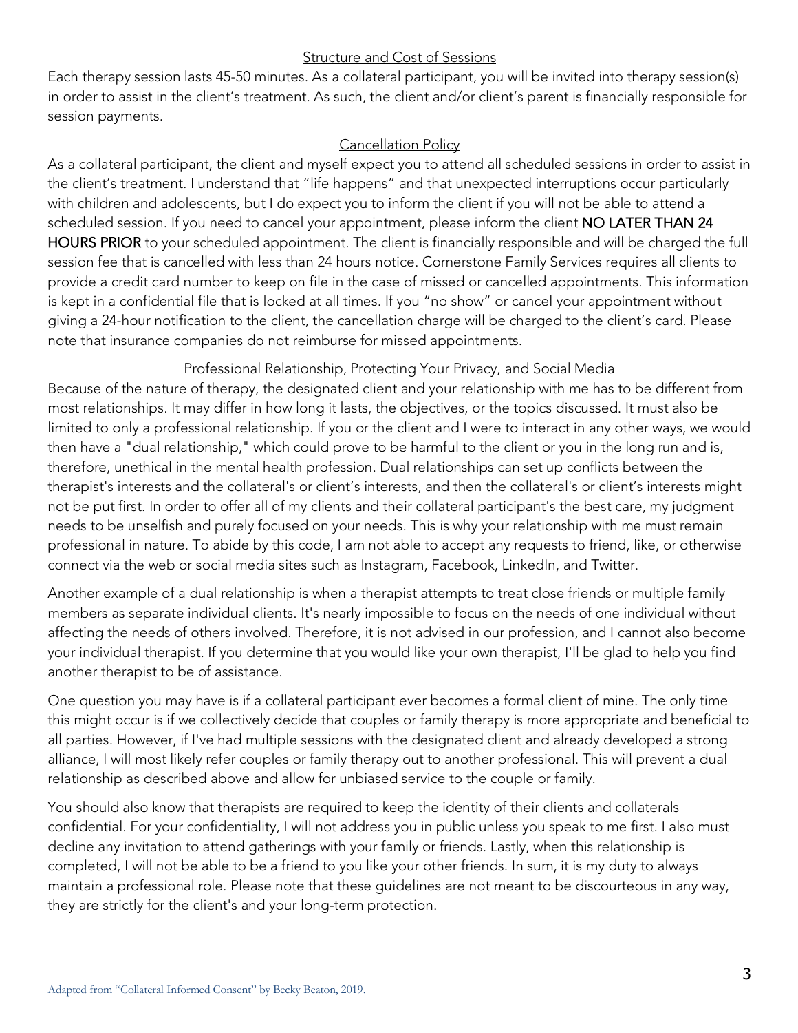## Structure and Cost of Sessions

Each therapy session lasts 45-50 minutes. As a collateral participant, you will be invited into therapy session(s) in order to assist in the client's treatment. As such, the client and/or client's parent is financially responsible for session payments.

## Cancellation Policy

As a collateral participant, the client and myself expect you to attend all scheduled sessions in order to assist in the client's treatment. I understand that "life happens" and that unexpected interruptions occur particularly with children and adolescents, but I do expect you to inform the client if you will not be able to attend a scheduled session. If you need to cancel your appointment, please inform the client **NO LATER THAN 24 HOURS PRIOR** to your scheduled appointment. The client is financially responsible and will be charged the full session fee that is cancelled with less than 24 hours notice. Cornerstone Family Services requires all clients to provide a credit card number to keep on file in the case of missed or cancelled appointments. This information is kept in a confidential file that is locked at all times. If you "no show" or cancel your appointment without giving a 24-hour notification to the client, the cancellation charge will be charged to the client's card. Please note that insurance companies do not reimburse for missed appointments.

## Professional Relationship, Protecting Your Privacy, and Social Media

Because of the nature of therapy, the designated client and your relationship with me has to be different from most relationships. It may differ in how long it lasts, the objectives, or the topics discussed. It must also be limited to only a professional relationship. If you or the client and I were to interact in any other ways, we would then have a "dual relationship," which could prove to be harmful to the client or you in the long run and is, therefore, unethical in the mental health profession. Dual relationships can set up conflicts between the therapist's interests and the collateral's or client's interests, and then the collateral's or client's interests might not be put first. In order to offer all of my clients and their collateral participant's the best care, my judgment needs to be unselfish and purely focused on your needs. This is why your relationship with me must remain professional in nature. To abide by this code, I am not able to accept any requests to friend, like, or otherwise connect via the web or social media sites such as Instagram, Facebook, LinkedIn, and Twitter.

Another example of a dual relationship is when a therapist attempts to treat close friends or multiple family members as separate individual clients. It's nearly impossible to focus on the needs of one individual without affecting the needs of others involved. Therefore, it is not advised in our profession, and I cannot also become your individual therapist. If you determine that you would like your own therapist, I'll be glad to help you find another therapist to be of assistance.

One question you may have is if a collateral participant ever becomes a formal client of mine. The only time this might occur is if we collectively decide that couples or family therapy is more appropriate and beneficial to all parties. However, if I've had multiple sessions with the designated client and already developed a strong alliance, I will most likely refer couples or family therapy out to another professional. This will prevent a dual relationship as described above and allow for unbiased service to the couple or family.

You should also know that therapists are required to keep the identity of their clients and collaterals confidential. For your confidentiality, I will not address you in public unless you speak to me first. I also must decline any invitation to attend gatherings with your family or friends. Lastly, when this relationship is completed, I will not be able to be a friend to you like your other friends. In sum, it is my duty to always maintain a professional role. Please note that these guidelines are not meant to be discourteous in any way, they are strictly for the client's and your long-term protection.

Adapted from "Collateral Informed Consent" by Becky Beaton, 2019.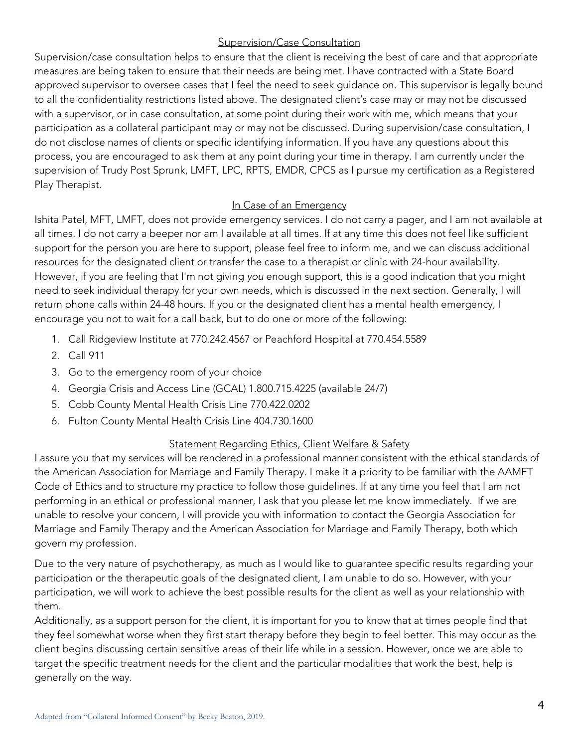## Supervision/Case Consultation

Supervision/case consultation helps to ensure that the client is receiving the best of care and that appropriate measures are being taken to ensure that their needs are being met. I have contracted with a State Board approved supervisor to oversee cases that I feel the need to seek guidance on. This supervisor is legally bound to all the confidentiality restrictions listed above. The designated client's case may or may not be discussed with a supervisor, or in case consultation, at some point during their work with me, which means that your participation as a collateral participant may or may not be discussed. During supervision/case consultation, I do not disclose names of clients or specific identifying information. If you have any questions about this process, you are encouraged to ask them at any point during your time in therapy. I am currently under the supervision of Trudy Post Sprunk, LMFT, LPC, RPTS, EMDR, CPCS as I pursue my certification as a Registered Play Therapist.

## In Case of an Emergency

Ishita Patel, MFT, LMFT, does not provide emergency services. I do not carry a pager, and I am not available at all times. I do not carry a beeper nor am I available at all times. If at any time this does not feel like sufficient support for the person you are here to support, please feel free to inform me, and we can discuss additional resources for the designated client or transfer the case to a therapist or clinic with 24-hour availability. However, if you are feeling that I'm not giving *you* enough support, this is a good indication that you might need to seek individual therapy for your own needs, which is discussed in the next section. Generally, I will return phone calls within 24-48 hours. If you or the designated client has a mental health emergency, I encourage you not to wait for a call back, but to do one or more of the following:

1. Call Ridgeview Institute at 770.242.4567 or Peachford Hospital at 770.454.5589
2. Call 911
3. Go to the emergency room of your choice
4. Georgia Crisis and Access Line (GCAL) 1.800.715.4225 (available 24/7)
5. Cobb County Mental Health Crisis Line 770.422.0202
6. Fulton County Mental Health Crisis Line 404.730.1600

## Statement Regarding Ethics, Client Welfare & Safety

I assure you that my services will be rendered in a professional manner consistent with the ethical standards of the American Association for Marriage and Family Therapy. I make it a priority to be familiar with the AAMFT Code of Ethics and to structure my practice to follow those guidelines. If at any time you feel that I am not performing in an ethical or professional manner, I ask that you please let me know immediately. If we are unable to resolve your concern, I will provide you with information to contact the Georgia Association for Marriage and Family Therapy and the American Association for Marriage and Family Therapy, both which govern my profession.

Due to the very nature of psychotherapy, as much as I would like to guarantee specific results regarding your participation or the therapeutic goals of the designated client, I am unable to do so. However, with your participation, we will work to achieve the best possible results for the client as well as your relationship with them.

Additionally, as a support person for the client, it is important for you to know that at times people find that they feel somewhat worse when they first start therapy before they begin to feel better. This may occur as the client begins discussing certain sensitive areas of their life while in a session. However, once we are able to target the specific treatment needs for the client and the particular modalities that work the best, help is generally on the way.

Adapted from "Collateral Informed Consent" by Becky Beaton, 2019.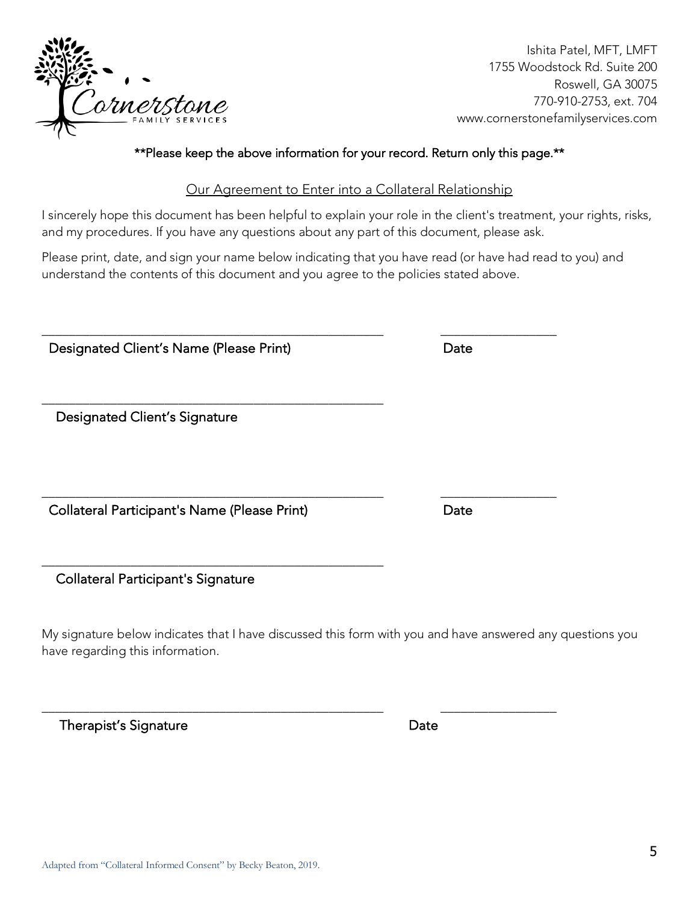Ishita Patel, MFT, LMFT
1755 Woodstock Rd. Suite 200
Roswell, GA 30075
770-910-2753, ext. 704
www.cornerstonefamilyservices.com

**Please keep the above information for your record. Return only this page.**

## Our Agreement to Enter into a Collateral Relationship

I sincerely hope this document has been helpful to explain your role in the client's treatment, your rights, risks, and my procedures. If you have any questions about any part of this document, please ask.

Please print, date, and sign your name below indicating that you have read (or have had read to you) and understand the contents of this document and you agree to the policies stated above.

___________________________________________________ ________________

Designated Client's Name (Please Print) Date

___________________________________________________

Designated Client's Signature

___________________________________________________ ________________

Collateral Participant's Name (Please Print) Date

___________________________________________________

Collateral Participant's Signature

My signature below indicates that I have discussed this form with you and have answered any questions you have regarding this information.

___________________________________________________ ________________

Therapist's Signature Date

Adapted from "Collateral Informed Consent" by Becky Beaton, 2019.